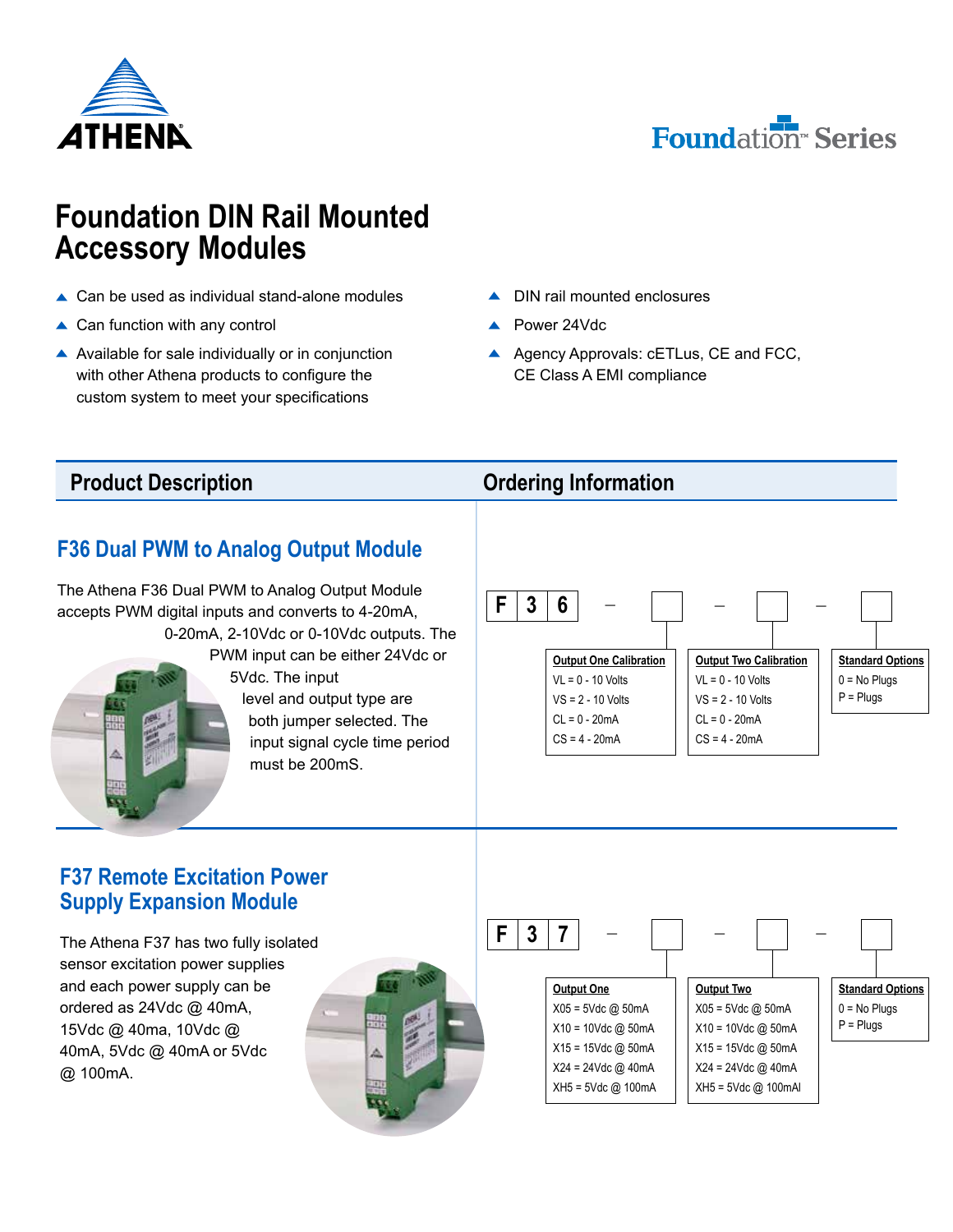# Foundation DIN Rail Mounted Accessory Modules

- Can be used as individual stand-alone modules
- Can function with any control
- Available for sale individually or in conjunction with other Athena products to configure the custom system to meet your specifications
- DIN rail mounted enclosures
- Power 24Vdc
- Agency Approvals: cETLus, CE and FCC, CE Class A EMI compliance

## Product Description

### F36 Dual PWM to Analog Output Module

The Athena F36 Dual PWM to Analog Output Module accepts PWM digital inputs and converts to 4-20mA, 0-20mA, 2-10Vdc or 0-10Vdc outputs. The PWM input can be either 24Vdc or 5Vdc. The input level and output type are both jumper selected. The input signal cycle time period must be 200mS.

### F37 Remote Excitation Power Supply Expansion Module

The Athena F37 has two fully isolated sensor excitation power supplies and each power supply can be ordered as 24Vdc @ 40mA, 15Vdc @ 40ma, 10Vdc @ 40mA, 5Vdc @ 40mA or 5Vdc @ 100mA.

## Ordering Information

**F36 – [ ] – [ ] – [ ]**

| Output One Calibration | Output Two Calibration | Standard Options |
|---|---|---|
| VL = 0 - 10 Volts | VL = 0 - 10 Volts | 0 = No Plugs |
| VS = 2 - 10 Volts | VS = 2 - 10 Volts | P = Plugs |
| CL = 0 - 20mA | CL = 0 - 20mA | |
| CS = 4 - 20mA | CS = 4 - 20mA | |

**F37 – [ ] – [ ] – [ ]**

| Output One | Output Two | Standard Options |
|---|---|---|
| X05 = 5Vdc @ 50mA | X05 = 5Vdc @ 50mA | 0 = No Plugs |
| X10 = 10Vdc @ 50mA | X10 = 10Vdc @ 50mA | P = Plugs |
| X15 = 15Vdc @ 50mA | X15 = 15Vdc @ 50mA | |
| X24 = 24Vdc @ 40mA | X24 = 24Vdc @ 40mA | |
| XH5 = 5Vdc @ 100mA | XH5 = 5Vdc @ 100mAl | |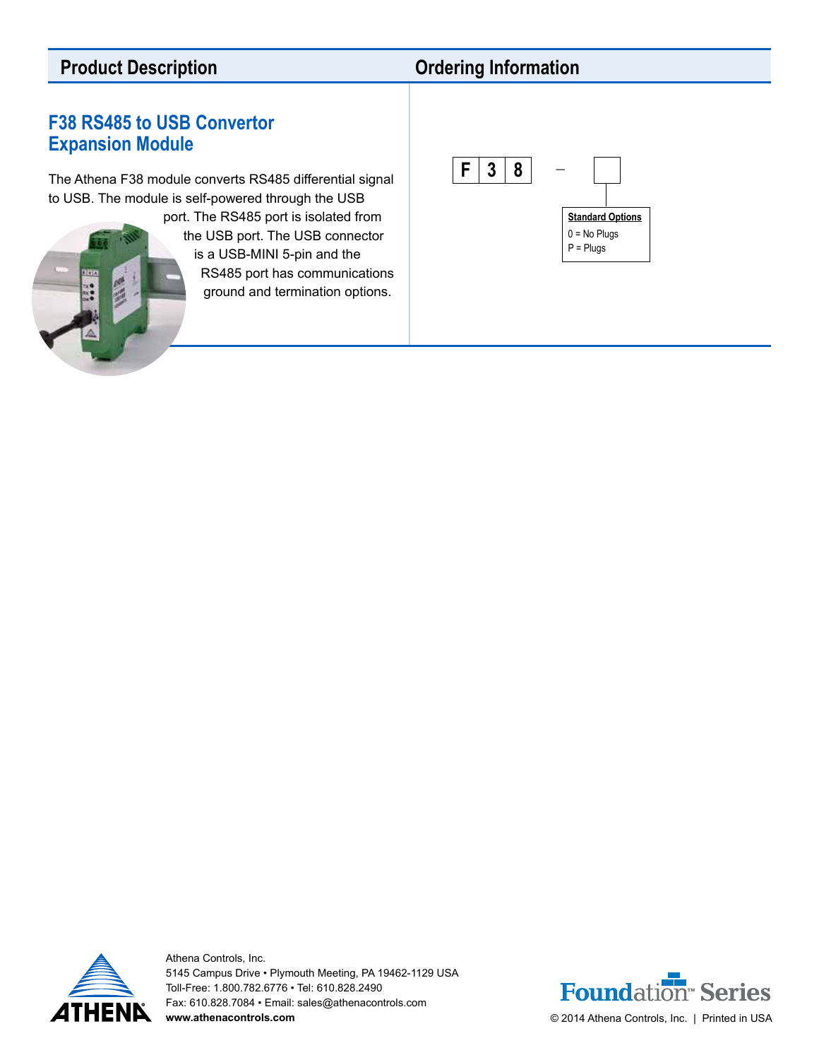## Product Description

### F38 RS485 to USB Convertor Expansion Module

The Athena F38 module converts RS485 differential signal to USB. The module is self-powered through the USB port. The RS485 port is isolated from the USB port. The USB connector is a USB-MINI 5-pin and the RS485 port has communications ground and termination options.

## Ordering Information

F 3 8 – [ ]

**Standard Options**

0 = No Plugs

P = Plugs

Athena Controls, Inc.
5145 Campus Drive • Plymouth Meeting, PA 19462-1129 USA
Toll-Free: 1.800.782.6776 • Tel: 610.828.2490
Fax: 610.828.7084 • Email: sales@athenacontrols.com
**www.athenacontrols.com**

Foundation™ Series

© 2014 Athena Controls, Inc. | Printed in USA